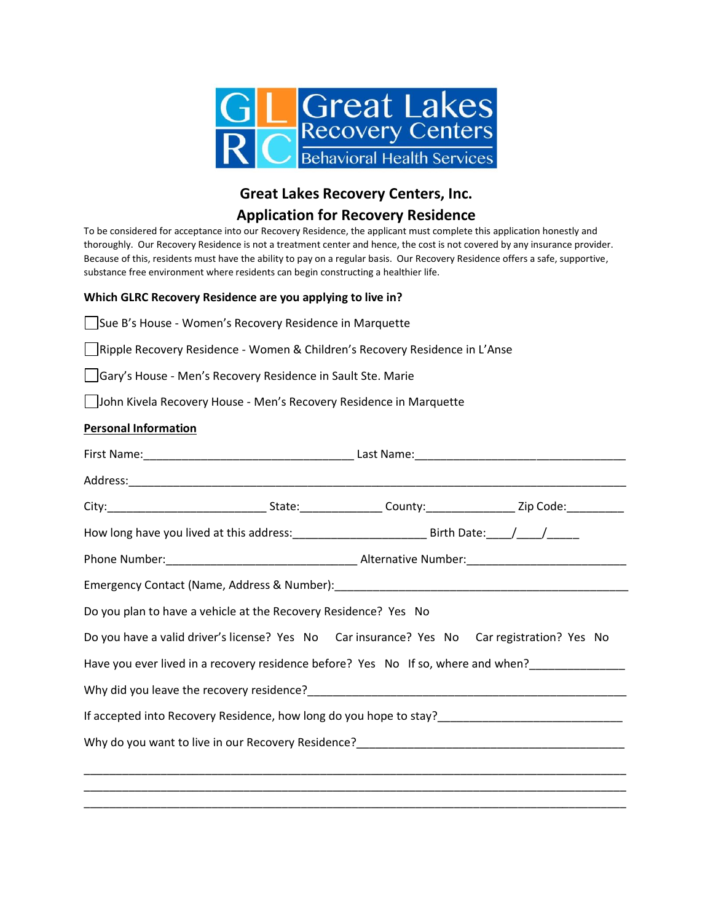Great Lakes Recovery Centers Behavioral Health Services

# Great Lakes Recovery Centers, Inc.

# Application for Recovery Residence

To be considered for acceptance into our Recovery Residence, the applicant must complete this application honestly and thoroughly. Our Recovery Residence is not a treatment center and hence, the cost is not covered by any insurance provider. Because of this, residents must have the ability to pay on a regular basis. Our Recovery Residence offers a safe, supportive, substance free environment where residents can begin constructing a healthier life.

**Which GLRC Recovery Residence are you applying to live in?**

- ☐ Sue B's House - Women's Recovery Residence in Marquette
- ☐ Ripple Recovery Residence - Women & Children's Recovery Residence in L'Anse
- ☐ Gary's House - Men's Recovery Residence in Sault Ste. Marie
- ☐ John Kivela Recovery House - Men's Recovery Residence in Marquette

**Personal Information**

First Name:_________________________________ Last Name:_________________________________

Address:_______________________________________________________________________________

City:_________________________ State:_____________ County:______________ Zip Code:_________

How long have you lived at this address:_____________________ Birth Date:____/____/_____

Phone Number:______________________________ Alternative Number:________________________

Emergency Contact (Name, Address & Number):_______________________________________________

Do you plan to have a vehicle at the Recovery Residence? Yes No

Do you have a valid driver's license? Yes No Car insurance? Yes No Car registration? Yes No

Have you ever lived in a recovery residence before? Yes No If so, where and when?_______________

Why did you leave the recovery residence?___________________________________________________

If accepted into Recovery Residence, how long do you hope to stay?_____________________________

Why do you want to live in our Recovery Residence?__________________________________________

_______________________________________________________________________________________

_______________________________________________________________________________________

_______________________________________________________________________________________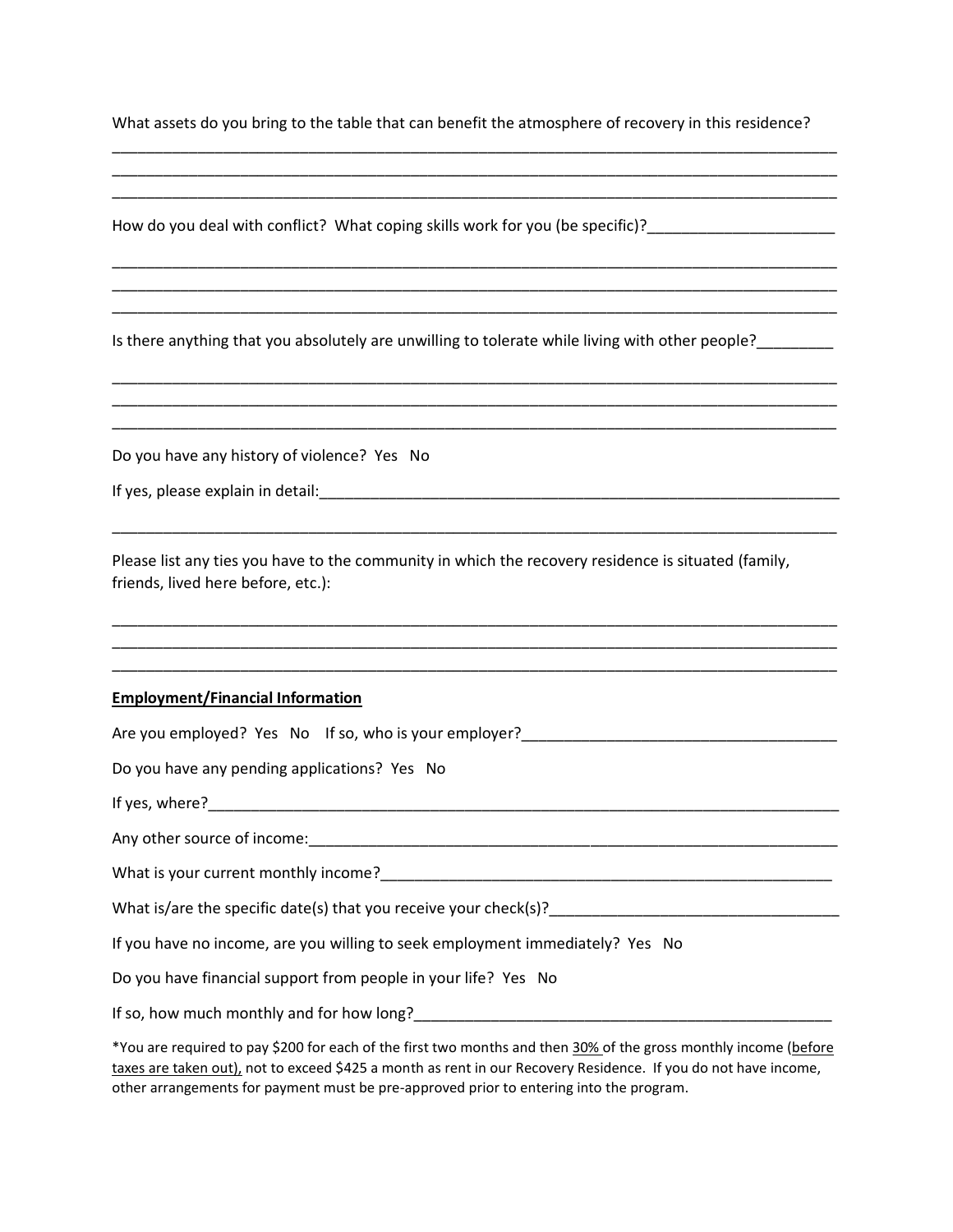What assets do you bring to the table that can benefit the atmosphere of recovery in this residence?

_______________________________________________________________________________________
_______________________________________________________________________________________
_______________________________________________________________________________________

How do you deal with conflict? What coping skills work for you (be specific)?______________________

_______________________________________________________________________________________
_______________________________________________________________________________________
_______________________________________________________________________________________

Is there anything that you absolutely are unwilling to tolerate while living with other people?_________

_______________________________________________________________________________________
_______________________________________________________________________________________
_______________________________________________________________________________________

Do you have any history of violence? Yes No

If yes, please explain in detail:_________________________________________________________

_______________________________________________________________________________________

Please list any ties you have to the community in which the recovery residence is situated (family, friends, lived here before, etc.):

_______________________________________________________________________________________
_______________________________________________________________________________________
_______________________________________________________________________________________

**<u>Employment/Financial Information</u>**

Are you employed? Yes No If so, who is your employer?___________________________________

Do you have any pending applications? Yes No

If yes, where?_______________________________________________________________________

Any other source of income:___________________________________________________________

What is your current monthly income?___________________________________________________

What is/are the specific date(s) that you receive your check(s)?_______________________________

If you have no income, are you willing to seek employment immediately? Yes No

Do you have financial support from people in your life? Yes No

If so, how much monthly and for how long?_______________________________________________

*You are required to pay $200 for each of the first two months and then <u>30%</u> of the gross monthly income (<u>before taxes are taken out),</u> not to exceed $425 a month as rent in our Recovery Residence. If you do not have income, other arrangements for payment must be pre-approved prior to entering into the program.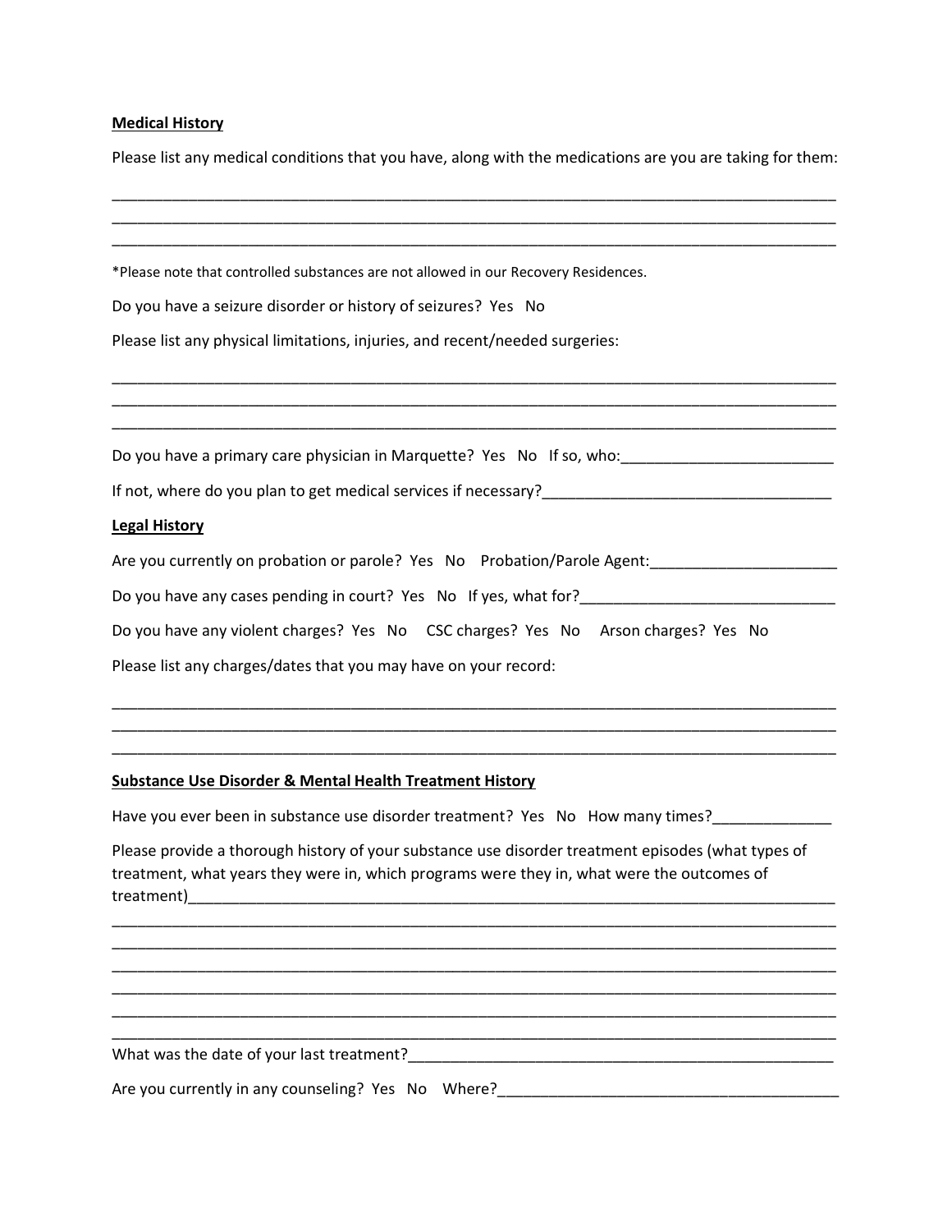**Medical History**

Please list any medical conditions that you have, along with the medications are you are taking for them:

\_\_\_\_\_\_\_\_\_\_\_\_\_\_\_\_\_\_\_\_\_\_\_\_\_\_\_\_\_\_\_\_\_\_\_\_\_\_\_\_\_\_\_\_\_\_\_\_\_\_\_\_\_\_\_\_\_\_\_\_\_\_\_\_\_\_\_\_\_\_\_\_\_\_\_\_\_\_\_\_\_\_\_\_

\_\_\_\_\_\_\_\_\_\_\_\_\_\_\_\_\_\_\_\_\_\_\_\_\_\_\_\_\_\_\_\_\_\_\_\_\_\_\_\_\_\_\_\_\_\_\_\_\_\_\_\_\_\_\_\_\_\_\_\_\_\_\_\_\_\_\_\_\_\_\_\_\_\_\_\_\_\_\_\_\_\_\_\_

\_\_\_\_\_\_\_\_\_\_\_\_\_\_\_\_\_\_\_\_\_\_\_\_\_\_\_\_\_\_\_\_\_\_\_\_\_\_\_\_\_\_\_\_\_\_\_\_\_\_\_\_\_\_\_\_\_\_\_\_\_\_\_\_\_\_\_\_\_\_\_\_\_\_\_\_\_\_\_\_\_\_\_\_

*Please note that controlled substances are not allowed in our Recovery Residences.

Do you have a seizure disorder or history of seizures? Yes No

Please list any physical limitations, injuries, and recent/needed surgeries:

\_\_\_\_\_\_\_\_\_\_\_\_\_\_\_\_\_\_\_\_\_\_\_\_\_\_\_\_\_\_\_\_\_\_\_\_\_\_\_\_\_\_\_\_\_\_\_\_\_\_\_\_\_\_\_\_\_\_\_\_\_\_\_\_\_\_\_\_\_\_\_\_\_\_\_\_\_\_\_\_\_\_\_\_

\_\_\_\_\_\_\_\_\_\_\_\_\_\_\_\_\_\_\_\_\_\_\_\_\_\_\_\_\_\_\_\_\_\_\_\_\_\_\_\_\_\_\_\_\_\_\_\_\_\_\_\_\_\_\_\_\_\_\_\_\_\_\_\_\_\_\_\_\_\_\_\_\_\_\_\_\_\_\_\_\_\_\_\_

\_\_\_\_\_\_\_\_\_\_\_\_\_\_\_\_\_\_\_\_\_\_\_\_\_\_\_\_\_\_\_\_\_\_\_\_\_\_\_\_\_\_\_\_\_\_\_\_\_\_\_\_\_\_\_\_\_\_\_\_\_\_\_\_\_\_\_\_\_\_\_\_\_\_\_\_\_\_\_\_\_\_\_\_

Do you have a primary care physician in Marquette? Yes No If so, who:\_\_\_\_\_\_\_\_\_\_\_\_\_\_\_\_\_\_\_\_\_\_\_\_\_

If not, where do you plan to get medical services if necessary?\_\_\_\_\_\_\_\_\_\_\_\_\_\_\_\_\_\_\_\_\_\_\_\_\_\_\_\_\_\_\_\_\_\_

**Legal History**

Are you currently on probation or parole? Yes No Probation/Parole Agent:\_\_\_\_\_\_\_\_\_\_\_\_\_\_\_\_\_\_\_\_\_\_

Do you have any cases pending in court? Yes No If yes, what for?\_\_\_\_\_\_\_\_\_\_\_\_\_\_\_\_\_\_\_\_\_\_\_\_\_\_\_\_\_\_

Do you have any violent charges? Yes No CSC charges? Yes No Arson charges? Yes No

Please list any charges/dates that you may have on your record:

\_\_\_\_\_\_\_\_\_\_\_\_\_\_\_\_\_\_\_\_\_\_\_\_\_\_\_\_\_\_\_\_\_\_\_\_\_\_\_\_\_\_\_\_\_\_\_\_\_\_\_\_\_\_\_\_\_\_\_\_\_\_\_\_\_\_\_\_\_\_\_\_\_\_\_\_\_\_\_\_\_\_\_\_

\_\_\_\_\_\_\_\_\_\_\_\_\_\_\_\_\_\_\_\_\_\_\_\_\_\_\_\_\_\_\_\_\_\_\_\_\_\_\_\_\_\_\_\_\_\_\_\_\_\_\_\_\_\_\_\_\_\_\_\_\_\_\_\_\_\_\_\_\_\_\_\_\_\_\_\_\_\_\_\_\_\_\_\_

\_\_\_\_\_\_\_\_\_\_\_\_\_\_\_\_\_\_\_\_\_\_\_\_\_\_\_\_\_\_\_\_\_\_\_\_\_\_\_\_\_\_\_\_\_\_\_\_\_\_\_\_\_\_\_\_\_\_\_\_\_\_\_\_\_\_\_\_\_\_\_\_\_\_\_\_\_\_\_\_\_\_\_\_

**Substance Use Disorder & Mental Health Treatment History**

Have you ever been in substance use disorder treatment? Yes No How many times?\_\_\_\_\_\_\_\_\_\_\_\_\_\_

Please provide a thorough history of your substance use disorder treatment episodes (what types of treatment, what years they were in, which programs were they in, what were the outcomes of treatment)\_\_\_\_\_\_\_\_\_\_\_\_\_\_\_\_\_\_\_\_\_\_\_\_\_\_\_\_\_\_\_\_\_\_\_\_\_\_\_\_\_\_\_\_\_\_\_\_\_\_\_\_\_\_\_\_\_\_\_\_\_\_\_\_\_\_\_\_\_\_\_\_\_\_\_\_\_\_

\_\_\_\_\_\_\_\_\_\_\_\_\_\_\_\_\_\_\_\_\_\_\_\_\_\_\_\_\_\_\_\_\_\_\_\_\_\_\_\_\_\_\_\_\_\_\_\_\_\_\_\_\_\_\_\_\_\_\_\_\_\_\_\_\_\_\_\_\_\_\_\_\_\_\_\_\_\_\_\_\_\_\_\_

\_\_\_\_\_\_\_\_\_\_\_\_\_\_\_\_\_\_\_\_\_\_\_\_\_\_\_\_\_\_\_\_\_\_\_\_\_\_\_\_\_\_\_\_\_\_\_\_\_\_\_\_\_\_\_\_\_\_\_\_\_\_\_\_\_\_\_\_\_\_\_\_\_\_\_\_\_\_\_\_\_\_\_\_

\_\_\_\_\_\_\_\_\_\_\_\_\_\_\_\_\_\_\_\_\_\_\_\_\_\_\_\_\_\_\_\_\_\_\_\_\_\_\_\_\_\_\_\_\_\_\_\_\_\_\_\_\_\_\_\_\_\_\_\_\_\_\_\_\_\_\_\_\_\_\_\_\_\_\_\_\_\_\_\_\_\_\_\_

\_\_\_\_\_\_\_\_\_\_\_\_\_\_\_\_\_\_\_\_\_\_\_\_\_\_\_\_\_\_\_\_\_\_\_\_\_\_\_\_\_\_\_\_\_\_\_\_\_\_\_\_\_\_\_\_\_\_\_\_\_\_\_\_\_\_\_\_\_\_\_\_\_\_\_\_\_\_\_\_\_\_\_\_

\_\_\_\_\_\_\_\_\_\_\_\_\_\_\_\_\_\_\_\_\_\_\_\_\_\_\_\_\_\_\_\_\_\_\_\_\_\_\_\_\_\_\_\_\_\_\_\_\_\_\_\_\_\_\_\_\_\_\_\_\_\_\_\_\_\_\_\_\_\_\_\_\_\_\_\_\_\_\_\_\_\_\_\_

\_\_\_\_\_\_\_\_\_\_\_\_\_\_\_\_\_\_\_\_\_\_\_\_\_\_\_\_\_\_\_\_\_\_\_\_\_\_\_\_\_\_\_\_\_\_\_\_\_\_\_\_\_\_\_\_\_\_\_\_\_\_\_\_\_\_\_\_\_\_\_\_\_\_\_\_\_\_\_\_\_\_\_\_

What was the date of your last treatment?\_\_\_\_\_\_\_\_\_\_\_\_\_\_\_\_\_\_\_\_\_\_\_\_\_\_\_\_\_\_\_\_\_\_\_\_\_\_\_\_\_\_\_\_\_\_\_\_\_\_

Are you currently in any counseling? Yes No Where?\_\_\_\_\_\_\_\_\_\_\_\_\_\_\_\_\_\_\_\_\_\_\_\_\_\_\_\_\_\_\_\_\_\_\_\_\_\_\_\_\_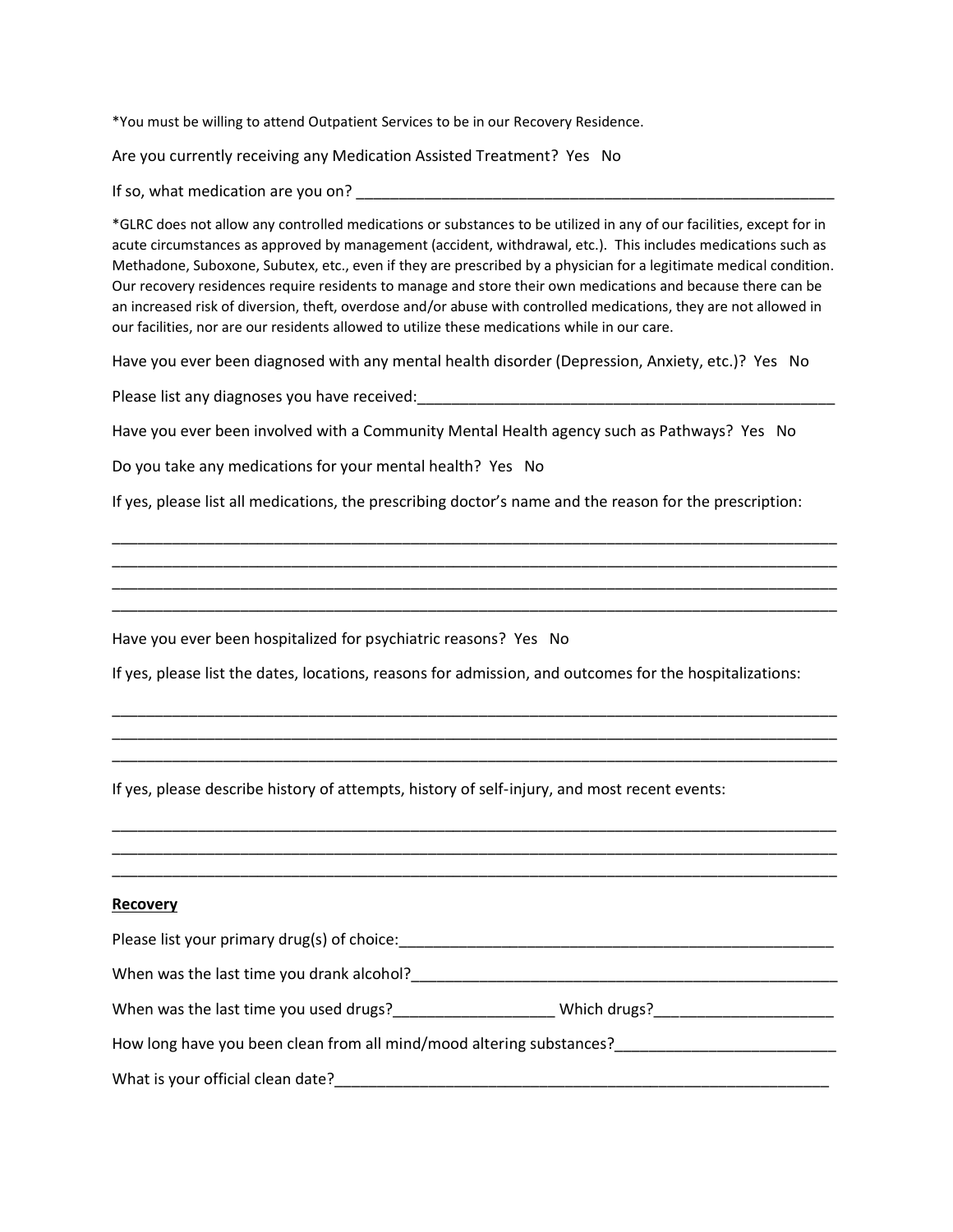*You must be willing to attend Outpatient Services to be in our Recovery Residence.

Are you currently receiving any Medication Assisted Treatment? Yes No

If so, what medication are you on? ___________________________________________________________

*GLRC does not allow any controlled medications or substances to be utilized in any of our facilities, except for in acute circumstances as approved by management (accident, withdrawal, etc.). This includes medications such as Methadone, Suboxone, Subutex, etc., even if they are prescribed by a physician for a legitimate medical condition. Our recovery residences require residents to manage and store their own medications and because there can be an increased risk of diversion, theft, overdose and/or abuse with controlled medications, they are not allowed in our facilities, nor are our residents allowed to utilize these medications while in our care.

Have you ever been diagnosed with any mental health disorder (Depression, Anxiety, etc.)? Yes No

Please list any diagnoses you have received:_____________________________________________________

Have you ever been involved with a Community Mental Health agency such as Pathways? Yes No

Do you take any medications for your mental health? Yes No

If yes, please list all medications, the prescribing doctor's name and the reason for the prescription:

_____________________________________________________________________________________
_____________________________________________________________________________________
_____________________________________________________________________________________
_____________________________________________________________________________________

Have you ever been hospitalized for psychiatric reasons? Yes No

If yes, please list the dates, locations, reasons for admission, and outcomes for the hospitalizations:

_____________________________________________________________________________________
_____________________________________________________________________________________
_____________________________________________________________________________________

If yes, please describe history of attempts, history of self-injury, and most recent events:

_____________________________________________________________________________________
_____________________________________________________________________________________
_____________________________________________________________________________________

**Recovery**

Please list your primary drug(s) of choice:______________________________________________________

When was the last time you drank alcohol?______________________________________________________

When was the last time you used drugs?___________________ Which drugs?_____________________

How long have you been clean from all mind/mood altering substances?_________________________

What is your official clean date?_____________________________________________________________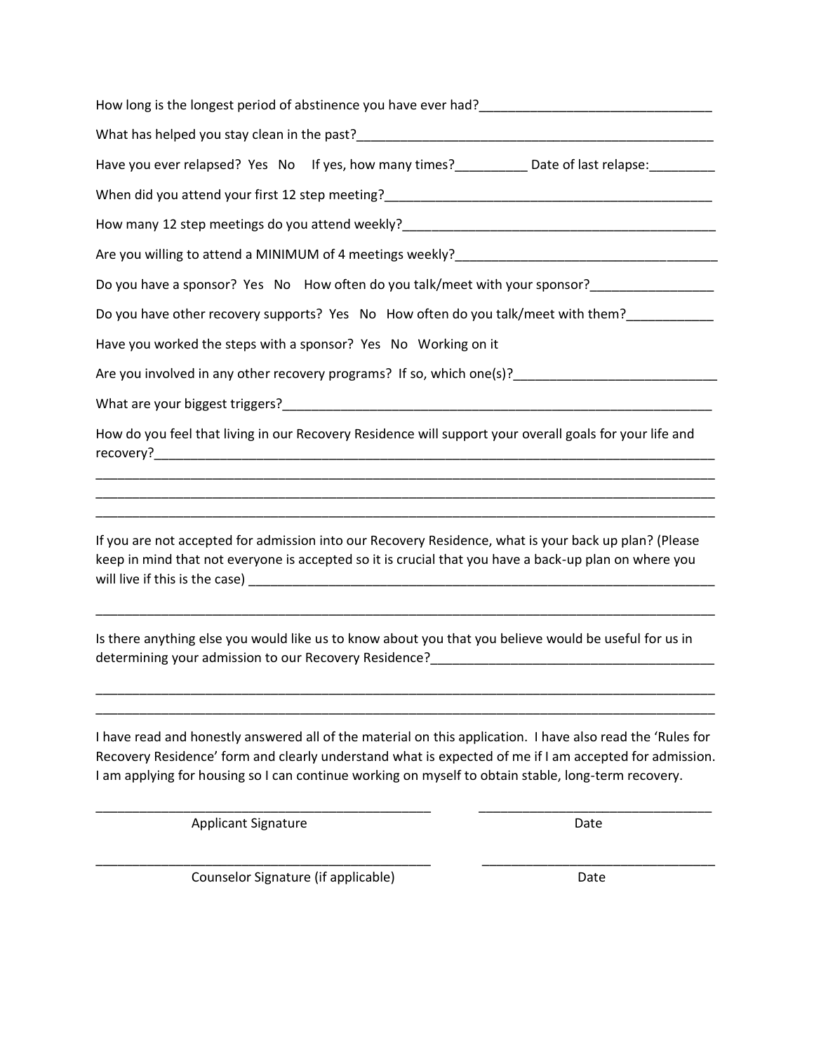How long is the longest period of abstinence you have ever had?________________________________

What has helped you stay clean in the past?____________________________________________________

Have you ever relapsed? Yes No If yes, how many times?__________ Date of last relapse:_________

When did you attend your first 12 step meeting?______________________________________________

How many 12 step meetings do you attend weekly?____________________________________________

Are you willing to attend a MINIMUM of 4 meetings weekly?____________________________________

Do you have a sponsor? Yes No How often do you talk/meet with your sponsor?_________________

Do you have other recovery supports? Yes No How often do you talk/meet with them?____________

Have you worked the steps with a sponsor? Yes No Working on it

Are you involved in any other recovery programs? If so, which one(s)?___________________________

What are your biggest triggers?_______________________________________________________________

How do you feel that living in our Recovery Residence will support your overall goals for your life and recovery?___________________________________________________________________________________

_____________________________________________________________________________________________

_____________________________________________________________________________________________

_____________________________________________________________________________________________

If you are not accepted for admission into our Recovery Residence, what is your back up plan? (Please keep in mind that not everyone is accepted so it is crucial that you have a back-up plan on where you will live if this is the case) ___________________________________________________________________

_____________________________________________________________________________________________

Is there anything else you would like us to know about you that you believe would be useful for us in determining your admission to our Recovery Residence?_______________________________________

_____________________________________________________________________________________________

_____________________________________________________________________________________________

I have read and honestly answered all of the material on this application. I have also read the 'Rules for Recovery Residence' form and clearly understand what is expected of me if I am accepted for admission. I am applying for housing so I can continue working on myself to obtain stable, long-term recovery.

_______________________________________________ ________________________________

Applicant Signature Date

_______________________________________________ ________________________________

Counselor Signature (if applicable) Date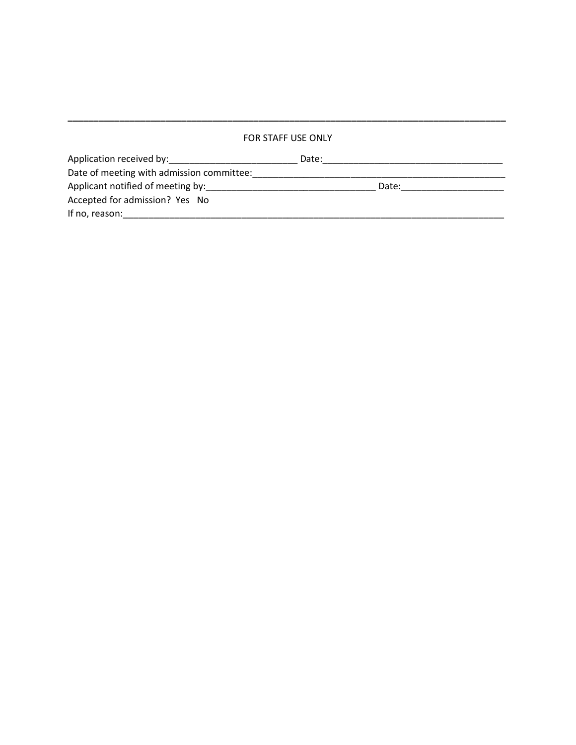---

FOR STAFF USE ONLY

Application received by:_________________________ Date:___________________________________

Date of meeting with admission committee:__________________________________________________

Applicant notified of meeting by:_________________________________ Date:____________________

Accepted for admission? Yes No

If no, reason:_____________________________________________________________________________